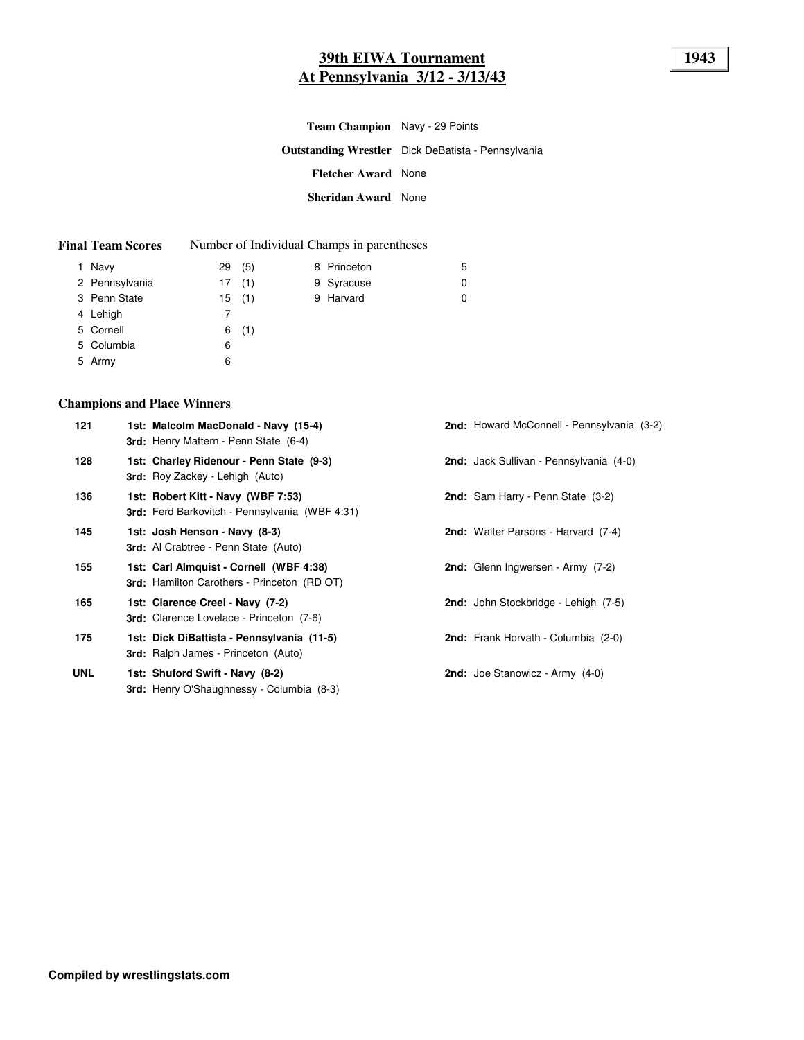# 39th EIWA Tournament
## At Pennsylvania 3/12 - 3/13/43

**1943**

**Team Champion** Navy - 29 Points

**Outstanding Wrestler** Dick DeBatista - Pennsylvania

**Fletcher Award** None

**Sheridan Award** None

**Final Team Scores** Number of Individual Champs in parentheses

| Rank | Team | Points | Champs |
|---|---|---|---|
| 1 | Navy | 29 | (5) |
| 2 | Pennsylvania | 17 | (1) |
| 3 | Penn State | 15 | (1) |
| 4 | Lehigh | 7 | |
| 5 | Cornell | 6 | (1) |
| 5 | Columbia | 6 | |
| 5 | Army | 6 | |
| 8 | Princeton | 5 | |
| 9 | Syracuse | 0 | |
| 9 | Harvard | 0 | |

### Champions and Place Winners

| Weight | 1st | 2nd | 3rd |
|---|---|---|---|
| 121 | **Malcolm MacDonald - Navy (15-4)** | Howard McConnell - Pennsylvania (3-2) | Henry Mattern - Penn State (6-4) |
| 128 | **Charley Ridenour - Penn State (9-3)** | Jack Sullivan - Pennsylvania (4-0) | Roy Zackey - Lehigh (Auto) |
| 136 | **Robert Kitt - Navy (WBF 7:53)** | Sam Harry - Penn State (3-2) | Ferd Barkovitch - Pennsylvania (WBF 4:31) |
| 145 | **Josh Henson - Navy (8-3)** | Walter Parsons - Harvard (7-4) | Al Crabtree - Penn State (Auto) |
| 155 | **Carl Almquist - Cornell (WBF 4:38)** | Glenn Ingwersen - Army (7-2) | Hamilton Carothers - Princeton (RD OT) |
| 165 | **Clarence Creel - Navy (7-2)** | John Stockbridge - Lehigh (7-5) | Clarence Lovelace - Princeton (7-6) |
| 175 | **Dick DiBattista - Pennsylvania (11-5)** | Frank Horvath - Columbia (2-0) | Ralph James - Princeton (Auto) |
| UNL | **Shuford Swift - Navy (8-2)** | Joe Stanowicz - Army (4-0) | Henry O'Shaughnessy - Columbia (8-3) |

**Compiled by wrestlingstats.com**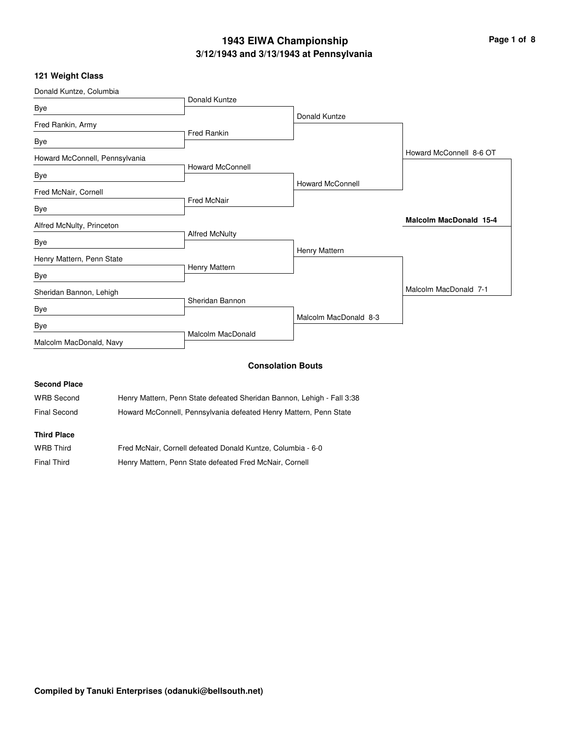# 1943 EIWA Championship

## 3/12/1943 and 3/13/1943 at Pennsylvania

### 121 Weight Class

| First Round | Quarterfinals | Semifinals | Finals | Champion |
|---|---|---|---|---|
| Donald Kuntze, Columbia | | | | |
| Bye | Donald Kuntze | | | |
| Fred Rankin, Army | | Donald Kuntze | | |
| Bye | Fred Rankin | | | |
| Howard McConnell, Pennsylvania | | | Howard McConnell 8-6 OT | |
| Bye | Howard McConnell | | | |
| Fred McNair, Cornell | | Howard McConnell | | |
| Bye | Fred McNair | | | |
| Alfred McNulty, Princeton | | | | **Malcolm MacDonald 15-4** |
| Bye | Alfred McNulty | | | |
| Henry Mattern, Penn State | | Henry Mattern | | |
| Bye | Henry Mattern | | | |
| Sheridan Bannon, Lehigh | | | Malcolm MacDonald 7-1 | |
| Bye | Sheridan Bannon | | | |
| Bye | | Malcolm MacDonald 8-3 | | |
| Malcolm MacDonald, Navy | Malcolm MacDonald | | | |

### Consolation Bouts

**Second Place**

| | |
|---|---|
| WRB Second | Henry Mattern, Penn State defeated Sheridan Bannon, Lehigh - Fall 3:38 |
| Final Second | Howard McConnell, Pennsylvania defeated Henry Mattern, Penn State |

**Third Place**

| | |
|---|---|
| WRB Third | Fred McNair, Cornell defeated Donald Kuntze, Columbia - 6-0 |
| Final Third | Henry Mattern, Penn State defeated Fred McNair, Cornell |

**Compiled by Tanuki Enterprises (odanuki@bellsouth.net)**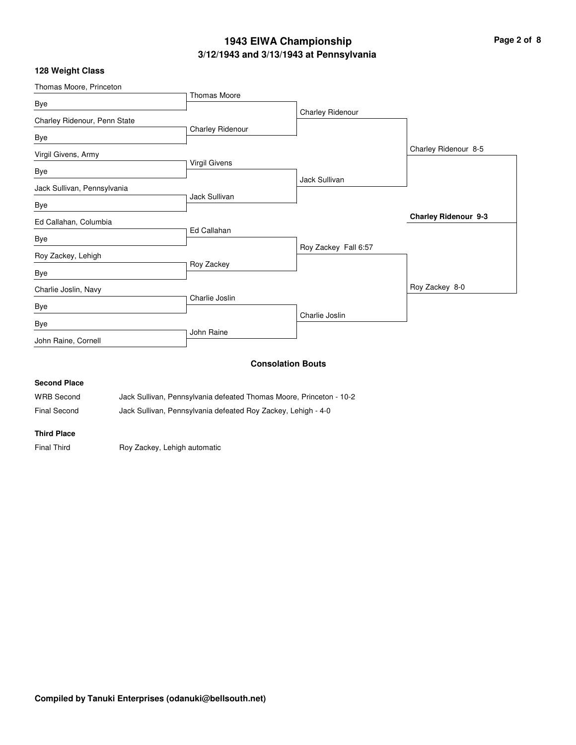# 1943 EIWA Championship

## 3/12/1943 and 3/13/1943 at Pennsylvania

### 128 Weight Class

| First Round | Quarterfinals | Semifinals | Finals | Champion |
|---|---|---|---|---|
| Thomas Moore, Princeton | Thomas Moore | Charley Ridenour | Charley Ridenour 8-5 | **Charley Ridenour 9-3** |
| Bye | | | | |
| Charley Ridenour, Penn State | Charley Ridenour | | | |
| Bye | | | | |
| Virgil Givens, Army | Virgil Givens | Jack Sullivan | | |
| Bye | | | | |
| Jack Sullivan, Pennsylvania | Jack Sullivan | | | |
| Bye | | | | |
| Ed Callahan, Columbia | Ed Callahan | Roy Zackey Fall 6:57 | Roy Zackey 8-0 | |
| Bye | | | | |
| Roy Zackey, Lehigh | Roy Zackey | | | |
| Bye | | | | |
| Charlie Joslin, Navy | Charlie Joslin | Charlie Joslin | | |
| Bye | | | | |
| Bye | John Raine | | | |
| John Raine, Cornell | | | | |

### Consolation Bouts

**Second Place**

| | |
|---|---|
| WRB Second | Jack Sullivan, Pennsylvania defeated Thomas Moore, Princeton - 10-2 |
| Final Second | Jack Sullivan, Pennsylvania defeated Roy Zackey, Lehigh - 4-0 |

**Third Place**

| | |
|---|---|
| Final Third | Roy Zackey, Lehigh automatic |

**Compiled by Tanuki Enterprises (odanuki@bellsouth.net)**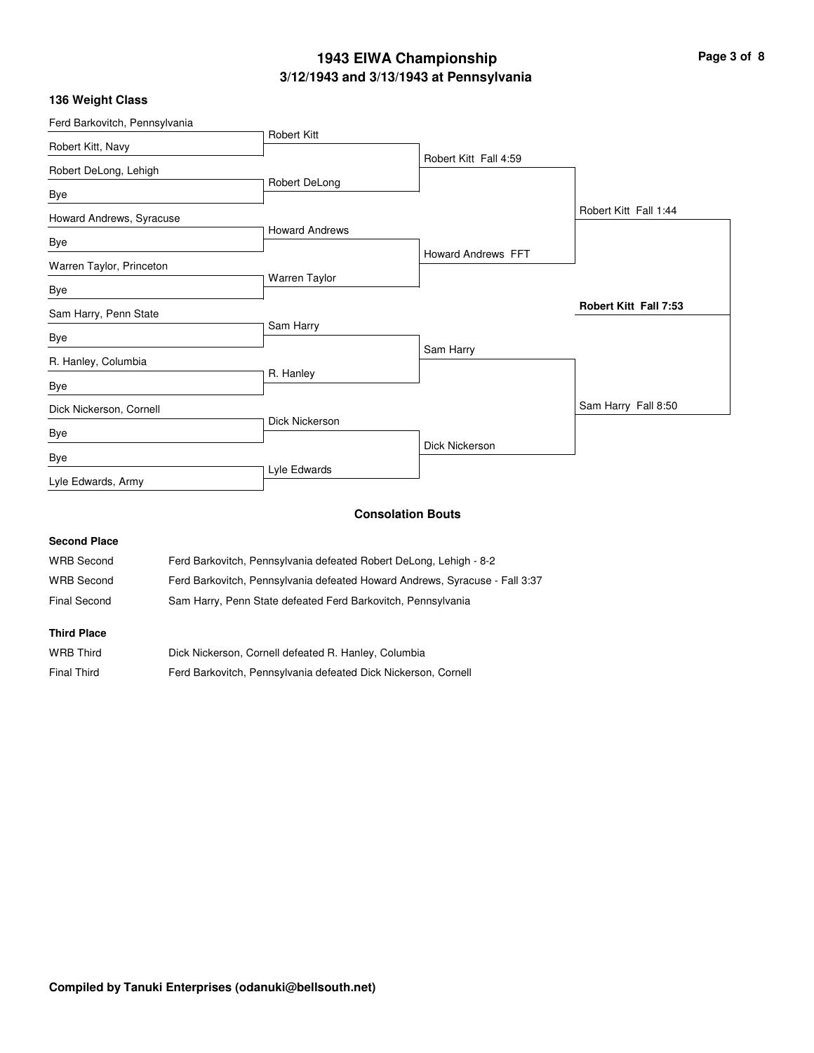# 1943 EIWA Championship

## 3/12/1943 and 3/13/1943 at Pennsylvania

### 136 Weight Class

| First Round | Quarterfinals | Semifinals | Finals | Champion |
|---|---|---|---|---|
| Ferd Barkovitch, Pennsylvania | | | | |
| Robert Kitt, Navy | Robert Kitt | | | |
| Robert DeLong, Lehigh | | Robert Kitt Fall 4:59 | | |
| Bye | Robert DeLong | | | |
| Howard Andrews, Syracuse | | | Robert Kitt Fall 1:44 | |
| Bye | Howard Andrews | | | |
| Warren Taylor, Princeton | | Howard Andrews FFT | | |
| Bye | Warren Taylor | | | |
| Sam Harry, Penn State | | | | **Robert Kitt Fall 7:53** |
| Bye | Sam Harry | | | |
| R. Hanley, Columbia | | Sam Harry | | |
| Bye | R. Hanley | | | |
| Dick Nickerson, Cornell | | | Sam Harry Fall 8:50 | |
| Bye | Dick Nickerson | | | |
| Bye | | Dick Nickerson | | |
| Lyle Edwards, Army | Lyle Edwards | | | |

### Consolation Bouts

**Second Place**

| Round | Result |
|---|---|
| WRB Second | Ferd Barkovitch, Pennsylvania defeated Robert DeLong, Lehigh - 8-2 |
| WRB Second | Ferd Barkovitch, Pennsylvania defeated Howard Andrews, Syracuse - Fall 3:37 |
| Final Second | Sam Harry, Penn State defeated Ferd Barkovitch, Pennsylvania |

**Third Place**

| Round | Result |
|---|---|
| WRB Third | Dick Nickerson, Cornell defeated R. Hanley, Columbia |
| Final Third | Ferd Barkovitch, Pennsylvania defeated Dick Nickerson, Cornell |

**Compiled by Tanuki Enterprises (odanuki@bellsouth.net)**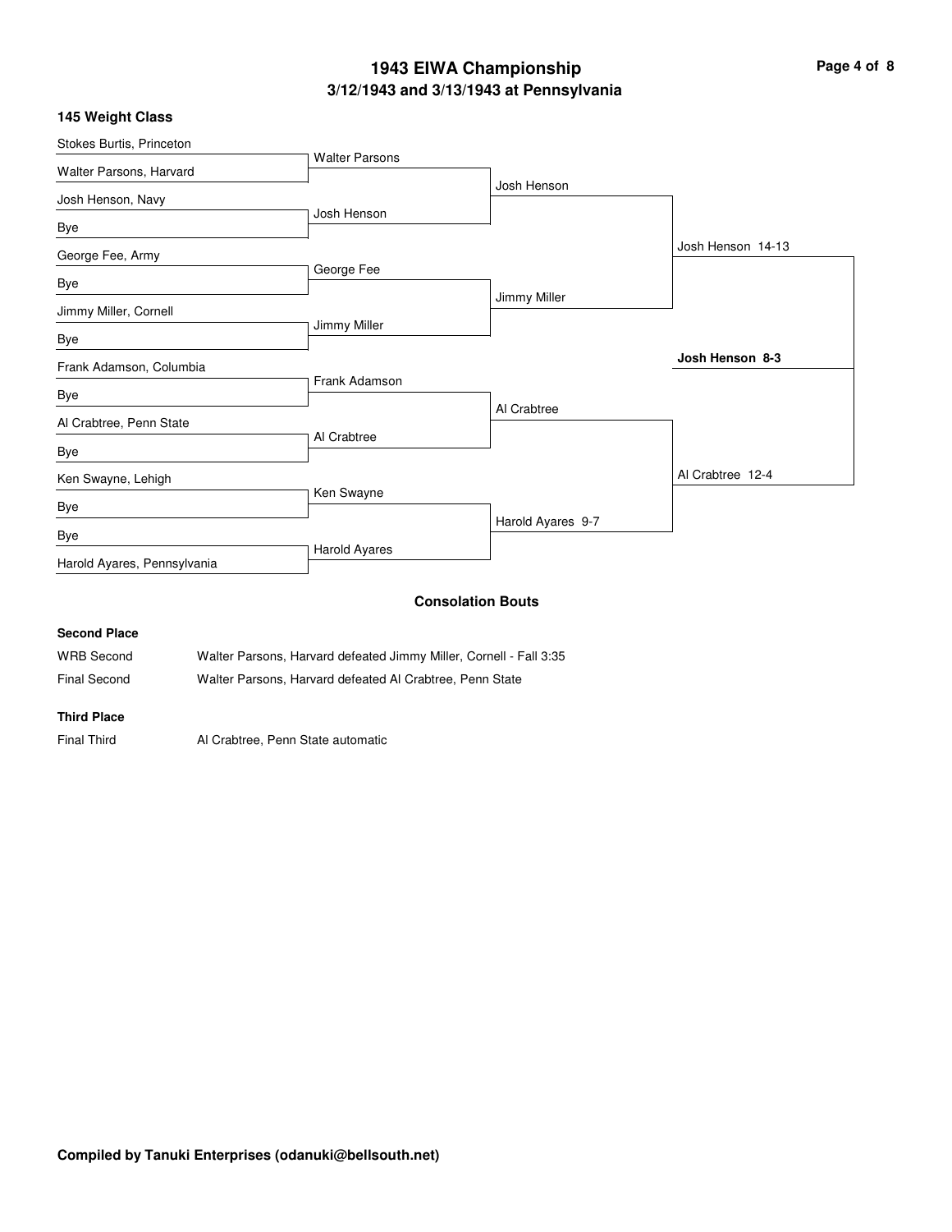# 1943 EIWA Championship

## 3/12/1943 and 3/13/1943 at Pennsylvania

### 145 Weight Class

| First Round | Quarterfinals | Semifinals | Finals | Champion |
|---|---|---|---|---|
| Stokes Burtis, Princeton | | | | |
| Walter Parsons, Harvard | Walter Parsons | | | |
| Josh Henson, Navy | | Josh Henson | | |
| Bye | Josh Henson | | | |
| George Fee, Army | | | Josh Henson 14-13 | |
| Bye | George Fee | | | |
| Jimmy Miller, Cornell | | Jimmy Miller | | |
| Bye | Jimmy Miller | | | |
| Frank Adamson, Columbia | | | | **Josh Henson 8-3** |
| Bye | Frank Adamson | | | |
| Al Crabtree, Penn State | | Al Crabtree | | |
| Bye | Al Crabtree | | | |
| Ken Swayne, Lehigh | | | Al Crabtree 12-4 | |
| Bye | Ken Swayne | | | |
| Bye | | Harold Ayares 9-7 | | |
| Harold Ayares, Pennsylvania | Harold Ayares | | | |

### Consolation Bouts

**Second Place**

| | |
|---|---|
| WRB Second | Walter Parsons, Harvard defeated Jimmy Miller, Cornell - Fall 3:35 |
| Final Second | Walter Parsons, Harvard defeated Al Crabtree, Penn State |

**Third Place**

| | |
|---|---|
| Final Third | Al Crabtree, Penn State automatic |

**Compiled by Tanuki Enterprises (odanuki@bellsouth.net)**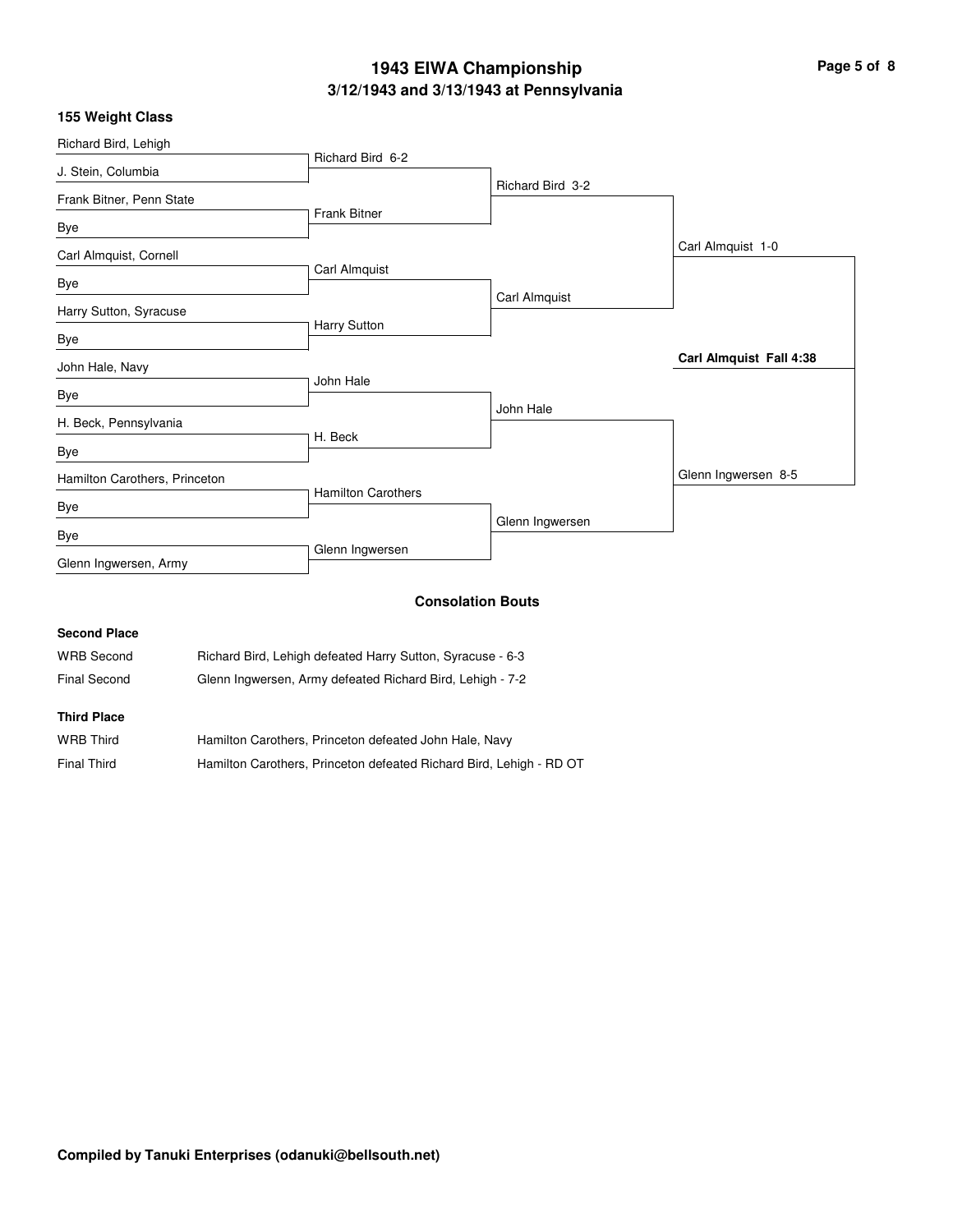# 1943 EIWA Championship

## 3/12/1943 and 3/13/1943 at Pennsylvania

### 155 Weight Class

| First Round | Second Round | Semifinals | Finals | Champion |
|---|---|---|---|---|
| Richard Bird, Lehigh | Richard Bird 6-2 | Richard Bird 3-2 | Carl Almquist 1-0 | Carl Almquist Fall 4:38 |
| J. Stein, Columbia | | | | |
| Frank Bitner, Penn State | Frank Bitner | | | |
| Bye | | | | |
| Carl Almquist, Cornell | Carl Almquist | Carl Almquist | | |
| Bye | | | | |
| Harry Sutton, Syracuse | Harry Sutton | | | |
| Bye | | | | |
| John Hale, Navy | John Hale | John Hale | Glenn Ingwersen 8-5 | |
| Bye | | | | |
| H. Beck, Pennsylvania | H. Beck | | | |
| Bye | | | | |
| Hamilton Carothers, Princeton | Hamilton Carothers | Glenn Ingwersen | | |
| Bye | | | | |
| Bye | Glenn Ingwersen | | | |
| Glenn Ingwersen, Army | | | | |

### Consolation Bouts

**Second Place**

| | |
|---|---|
| WRB Second | Richard Bird, Lehigh defeated Harry Sutton, Syracuse - 6-3 |
| Final Second | Glenn Ingwersen, Army defeated Richard Bird, Lehigh - 7-2 |

**Third Place**

| | |
|---|---|
| WRB Third | Hamilton Carothers, Princeton defeated John Hale, Navy |
| Final Third | Hamilton Carothers, Princeton defeated Richard Bird, Lehigh - RD OT |

**Compiled by Tanuki Enterprises (odanuki@bellsouth.net)**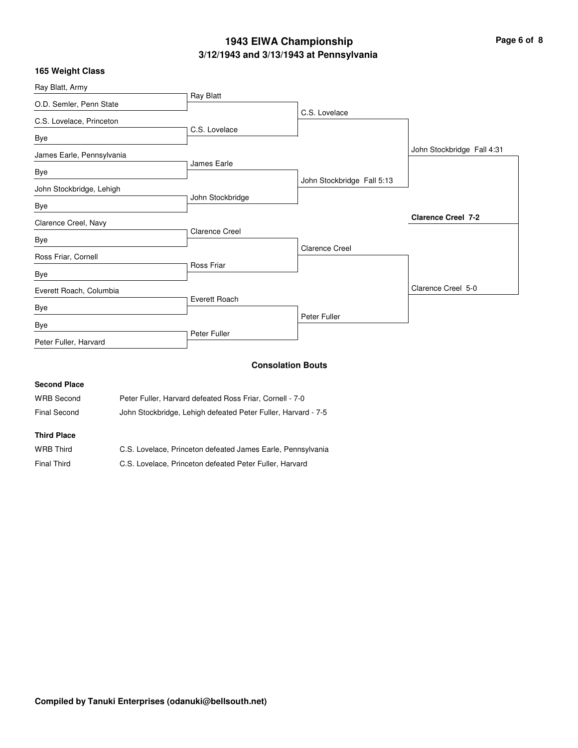# 1943 EIWA Championship

## 3/12/1943 and 3/13/1943 at Pennsylvania

### 165 Weight Class

**First Round**

- Ray Blatt, Army vs. O.D. Semler, Penn State — Ray Blatt
- C.S. Lovelace, Princeton vs. Bye — C.S. Lovelace
- James Earle, Pennsylvania vs. Bye — James Earle
- John Stockbridge, Lehigh vs. Bye — John Stockbridge
- Clarence Creel, Navy vs. Bye — Clarence Creel
- Ross Friar, Cornell vs. Bye — Ross Friar
- Everett Roach, Columbia vs. Bye — Everett Roach
- Bye vs. Peter Fuller, Harvard — Peter Fuller

**Quarterfinals**

- C.S. Lovelace
- John Stockbridge Fall 5:13
- Clarence Creel
- Peter Fuller

**Semifinals**

- John Stockbridge Fall 4:31
- Clarence Creel 5-0

**Final**

- **Clarence Creel 7-2**

### Consolation Bouts

**Second Place**

| | |
|---|---|
| WRB Second | Peter Fuller, Harvard defeated Ross Friar, Cornell - 7-0 |
| Final Second | John Stockbridge, Lehigh defeated Peter Fuller, Harvard - 7-5 |

**Third Place**

| | |
|---|---|
| WRB Third | C.S. Lovelace, Princeton defeated James Earle, Pennsylvania |
| Final Third | C.S. Lovelace, Princeton defeated Peter Fuller, Harvard |

**Compiled by Tanuki Enterprises (odanuki@bellsouth.net)**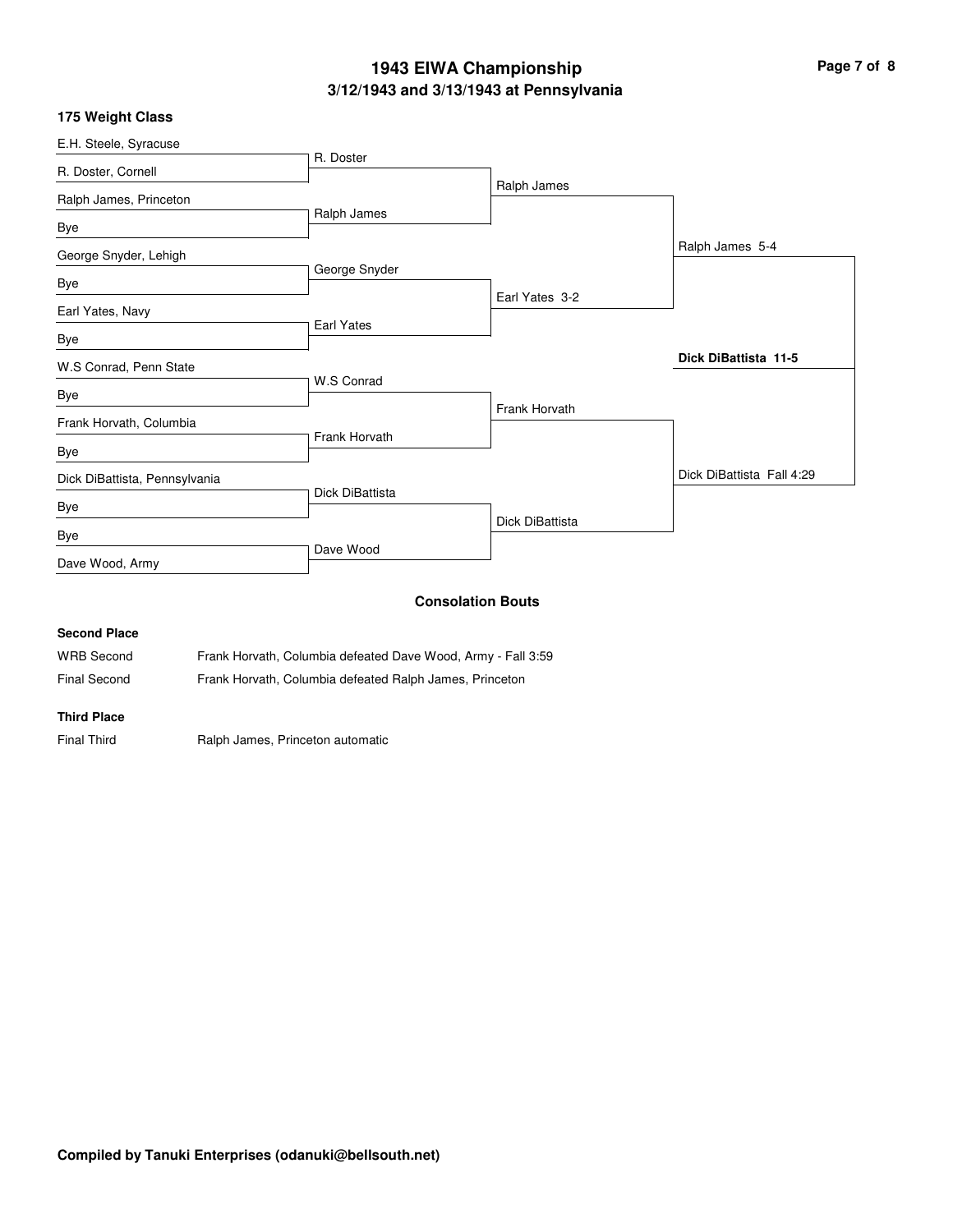# 1943 EIWA Championship

## 3/12/1943 and 3/13/1943 at Pennsylvania

### 175 Weight Class

| First Round | Second Round | Semifinals | Finals | Champion |
|---|---|---|---|---|
| E.H. Steele, Syracuse | R. Doster | Ralph James | Ralph James 5-4 | **Dick DiBattista 11-5** |
| R. Doster, Cornell | | | | |
| Ralph James, Princeton | Ralph James | | | |
| Bye | | | | |
| George Snyder, Lehigh | George Snyder | Earl Yates 3-2 | | |
| Bye | | | | |
| Earl Yates, Navy | Earl Yates | | | |
| Bye | | | | |
| W.S Conrad, Penn State | W.S Conrad | Frank Horvath | Dick DiBattista Fall 4:29 | |
| Bye | | | | |
| Frank Horvath, Columbia | Frank Horvath | | | |
| Bye | | | | |
| Dick DiBattista, Pennsylvania | Dick DiBattista | Dick DiBattista | | |
| Bye | | | | |
| Bye | Dave Wood | | | |
| Dave Wood, Army | | | | |

### Consolation Bouts

**Second Place**

| | |
|---|---|
| WRB Second | Frank Horvath, Columbia defeated Dave Wood, Army - Fall 3:59 |
| Final Second | Frank Horvath, Columbia defeated Ralph James, Princeton |

**Third Place**

| | |
|---|---|
| Final Third | Ralph James, Princeton automatic |

**Compiled by Tanuki Enterprises (odanuki@bellsouth.net)**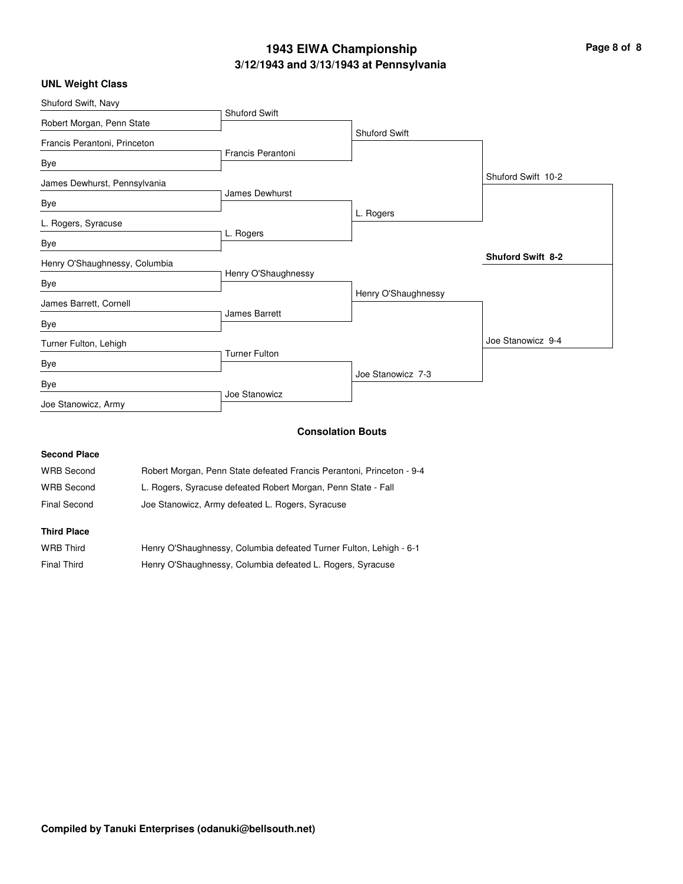# 1943 EIWA Championship

## 3/12/1943 and 3/13/1943 at Pennsylvania

### UNL Weight Class

| First Round | Quarterfinals | Semifinals | Finals |
| --- | --- | --- | --- |
| Shuford Swift, Navy | Shuford Swift | Shuford Swift | Shuford Swift 10-2 |
| Robert Morgan, Penn State | | | |
| Francis Perantoni, Princeton | Francis Perantoni | | |
| Bye | | | |
| James Dewhurst, Pennsylvania | James Dewhurst | L. Rogers | |
| Bye | | | |
| L. Rogers, Syracuse | L. Rogers | | |
| Bye | | | |
| Henry O'Shaughnessy, Columbia | Henry O'Shaughnessy | Henry O'Shaughnessy | Joe Stanowicz 9-4 |
| Bye | | | |
| James Barrett, Cornell | James Barrett | | |
| Bye | | | |
| Turner Fulton, Lehigh | Turner Fulton | Joe Stanowicz 7-3 | |
| Bye | | | |
| Bye | Joe Stanowicz | | |
| Joe Stanowicz, Army | | | |

**Champion: Shuford Swift 8-2**

### Consolation Bouts

**Second Place**

| | |
| --- | --- |
| WRB Second | Robert Morgan, Penn State defeated Francis Perantoni, Princeton - 9-4 |
| WRB Second | L. Rogers, Syracuse defeated Robert Morgan, Penn State - Fall |
| Final Second | Joe Stanowicz, Army defeated L. Rogers, Syracuse |

**Third Place**

| | |
| --- | --- |
| WRB Third | Henry O'Shaughnessy, Columbia defeated Turner Fulton, Lehigh - 6-1 |
| Final Third | Henry O'Shaughnessy, Columbia defeated L. Rogers, Syracuse |

**Compiled by Tanuki Enterprises (odanuki@bellsouth.net)**